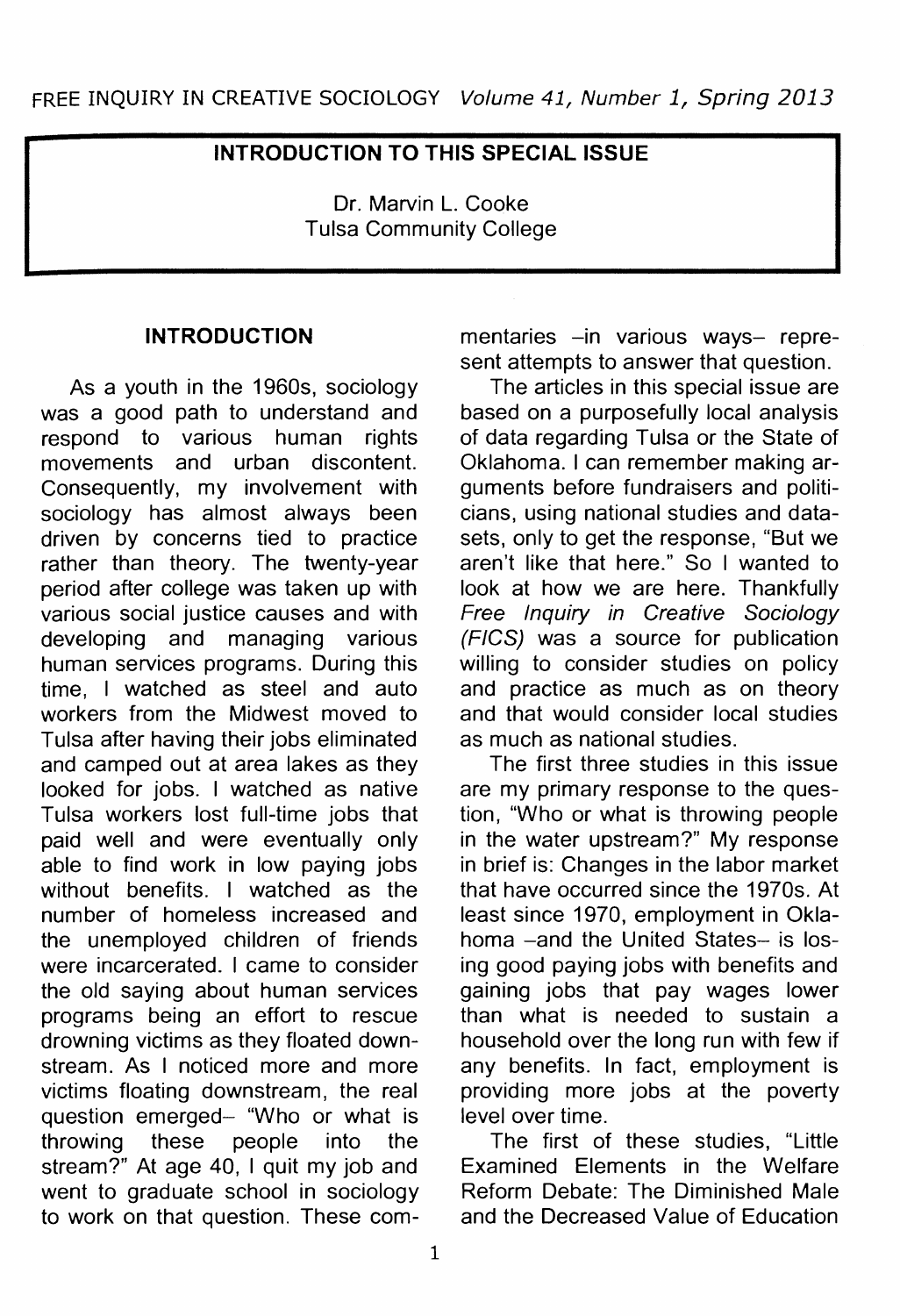# INTRODUCTION TO THIS SPECIAL ISSUE

Dr. Marvin L. Cooke
Tulsa Community College

## INTRODUCTION

As a youth in the 1960s, sociology was a good path to understand and respond to various human rights movements and urban discontent. Consequently, my involvement with sociology has almost always been driven by concerns tied to practice rather than theory. The twenty-year period after college was taken up with various social justice causes and with developing and managing various human services programs. During this time, I watched as steel and auto workers from the Midwest moved to Tulsa after having their jobs eliminated and camped out at area lakes as they looked for jobs. I watched as native Tulsa workers lost full-time jobs that paid well and were eventually only able to find work in low paying jobs without benefits. I watched as the number of homeless increased and the unemployed children of friends were incarcerated. I came to consider the old saying about human services programs being an effort to rescue drowning victims as they floated downstream. As I noticed more and more victims floating downstream, the real question emerged– "Who or what is throwing these people into the stream?" At age 40, I quit my job and went to graduate school in sociology to work on that question. These commentaries –in various ways– represent attempts to answer that question.

The articles in this special issue are based on a purposefully local analysis of data regarding Tulsa or the State of Oklahoma. I can remember making arguments before fundraisers and politicians, using national studies and datasets, only to get the response, "But we aren't like that here." So I wanted to look at how we are here. Thankfully *Free Inquiry in Creative Sociology (FICS)* was a source for publication willing to consider studies on policy and practice as much as on theory and that would consider local studies as much as national studies.

The first three studies in this issue are my primary response to the question, "Who or what is throwing people in the water upstream?" My response in brief is: Changes in the labor market that have occurred since the 1970s. At least since 1970, employment in Oklahoma –and the United States– is losing good paying jobs with benefits and gaining jobs that pay wages lower than what is needed to sustain a household over the long run with few if any benefits. In fact, employment is providing more jobs at the poverty level over time.

The first of these studies, "Little Examined Elements in the Welfare Reform Debate: The Diminished Male and the Decreased Value of Education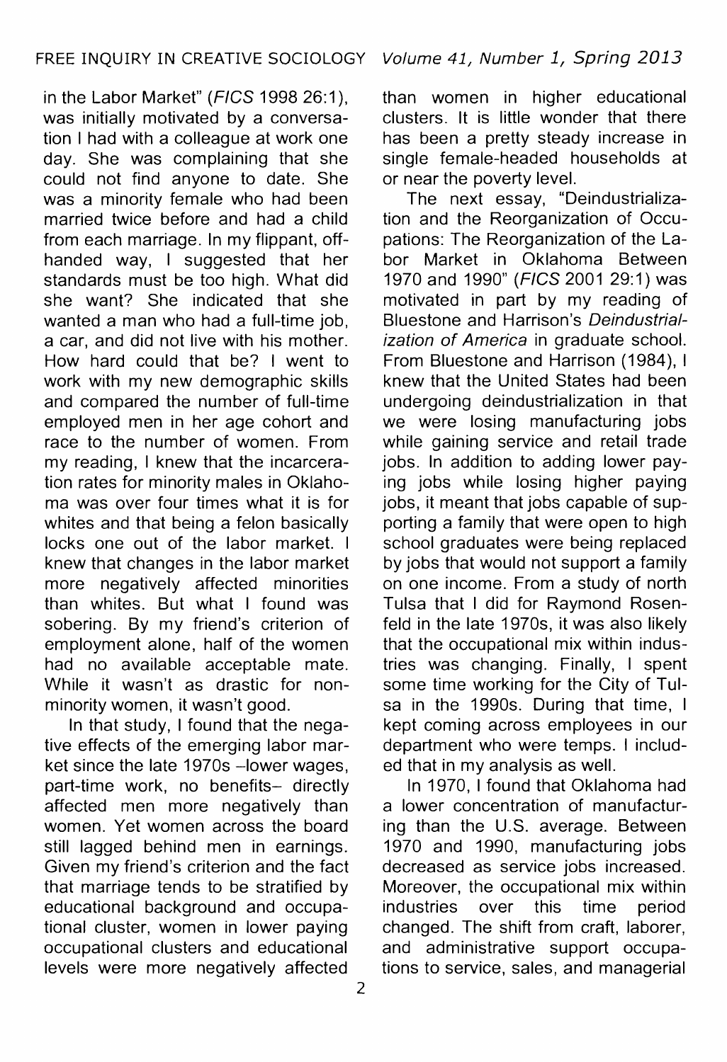in the Labor Market" (*FICS* 1998 26:1), was initially motivated by a conversation I had with a colleague at work one day. She was complaining that she could not find anyone to date. She was a minority female who had been married twice before and had a child from each marriage. In my flippant, off-handed way, I suggested that her standards must be too high. What did she want? She indicated that she wanted a man who had a full-time job, a car, and did not live with his mother. How hard could that be? I went to work with my new demographic skills and compared the number of full-time employed men in her age cohort and race to the number of women. From my reading, I knew that the incarceration rates for minority males in Oklahoma was over four times what it is for whites and that being a felon basically locks one out of the labor market. I knew that changes in the labor market more negatively affected minorities than whites. But what I found was sobering. By my friend's criterion of employment alone, half of the women had no available acceptable mate. While it wasn't as drastic for non-minority women, it wasn't good.

In that study, I found that the negative effects of the emerging labor market since the late 1970s –lower wages, part-time work, no benefits– directly affected men more negatively than women. Yet women across the board still lagged behind men in earnings. Given my friend's criterion and the fact that marriage tends to be stratified by educational background and occupational cluster, women in lower paying occupational clusters and educational levels were more negatively affected than women in higher educational clusters. It is little wonder that there has been a pretty steady increase in single female-headed households at or near the poverty level.

The next essay, "Deindustrialization and the Reorganization of Occupations: The Reorganization of the Labor Market in Oklahoma Between 1970 and 1990" (*FICS* 2001 29:1) was motivated in part by my reading of Bluestone and Harrison's *Deindustrialization of America* in graduate school. From Bluestone and Harrison (1984), I knew that the United States had been undergoing deindustrialization in that we were losing manufacturing jobs while gaining service and retail trade jobs. In addition to adding lower paying jobs while losing higher paying jobs, it meant that jobs capable of supporting a family that were open to high school graduates were being replaced by jobs that would not support a family on one income. From a study of north Tulsa that I did for Raymond Rosenfeld in the late 1970s, it was also likely that the occupational mix within industries was changing. Finally, I spent some time working for the City of Tulsa in the 1990s. During that time, I kept coming across employees in our department who were temps. I included that in my analysis as well.

In 1970, I found that Oklahoma had a lower concentration of manufacturing than the U.S. average. Between 1970 and 1990, manufacturing jobs decreased as service jobs increased. Moreover, the occupational mix within industries over this time period changed. The shift from craft, laborer, and administrative support occupations to service, sales, and managerial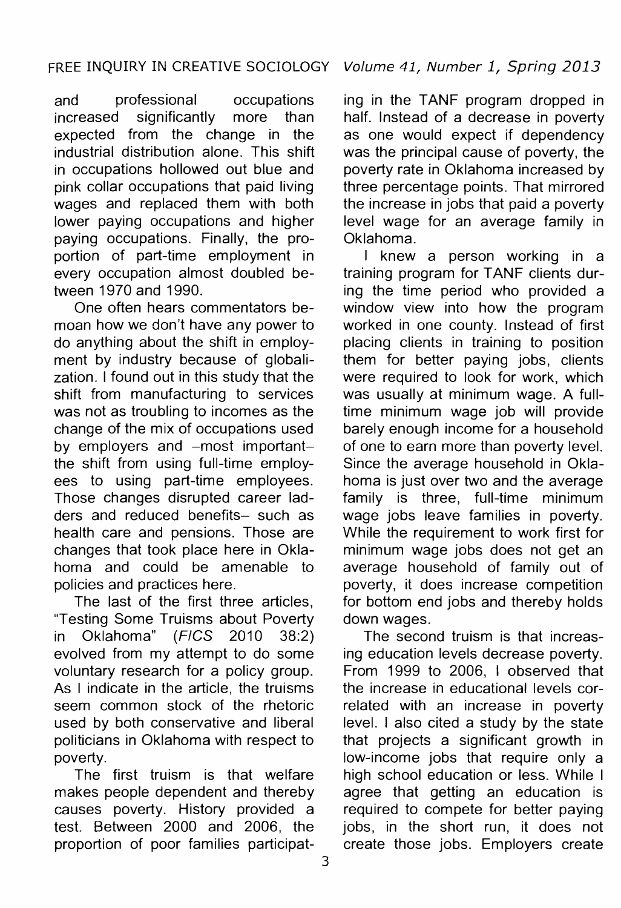and professional occupations increased significantly more than expected from the change in the industrial distribution alone. This shift in occupations hollowed out blue and pink collar occupations that paid living wages and replaced them with both lower paying occupations and higher paying occupations. Finally, the proportion of part-time employment in every occupation almost doubled between 1970 and 1990.

One often hears commentators bemoan how we don't have any power to do anything about the shift in employment by industry because of globalization. I found out in this study that the shift from manufacturing to services was not as troubling to incomes as the change of the mix of occupations used by employers and –most important– the shift from using full-time employees to using part-time employees. Those changes disrupted career ladders and reduced benefits– such as health care and pensions. Those are changes that took place here in Oklahoma and could be amenable to policies and practices here.

The last of the first three articles, "Testing Some Truisms about Poverty in Oklahoma" (*FICS* 2010 38:2) evolved from my attempt to do some voluntary research for a policy group. As I indicate in the article, the truisms seem common stock of the rhetoric used by both conservative and liberal politicians in Oklahoma with respect to poverty.

The first truism is that welfare makes people dependent and thereby causes poverty. History provided a test. Between 2000 and 2006, the proportion of poor families participating in the TANF program dropped in half. Instead of a decrease in poverty as one would expect if dependency was the principal cause of poverty, the poverty rate in Oklahoma increased by three percentage points. That mirrored the increase in jobs that paid a poverty level wage for an average family in Oklahoma.

I knew a person working in a training program for TANF clients during the time period who provided a window view into how the program worked in one county. Instead of first placing clients in training to position them for better paying jobs, clients were required to look for work, which was usually at minimum wage. A full-time minimum wage job will provide barely enough income for a household of one to earn more than poverty level. Since the average household in Oklahoma is just over two and the average family is three, full-time minimum wage jobs leave families in poverty. While the requirement to work first for minimum wage jobs does not get an average household of family out of poverty, it does increase competition for bottom end jobs and thereby holds down wages.

The second truism is that increasing education levels decrease poverty. From 1999 to 2006, I observed that the increase in educational levels correlated with an increase in poverty level. I also cited a study by the state that projects a significant growth in low-income jobs that require only a high school education or less. While I agree that getting an education is required to compete for better paying jobs, in the short run, it does not create those jobs. Employers create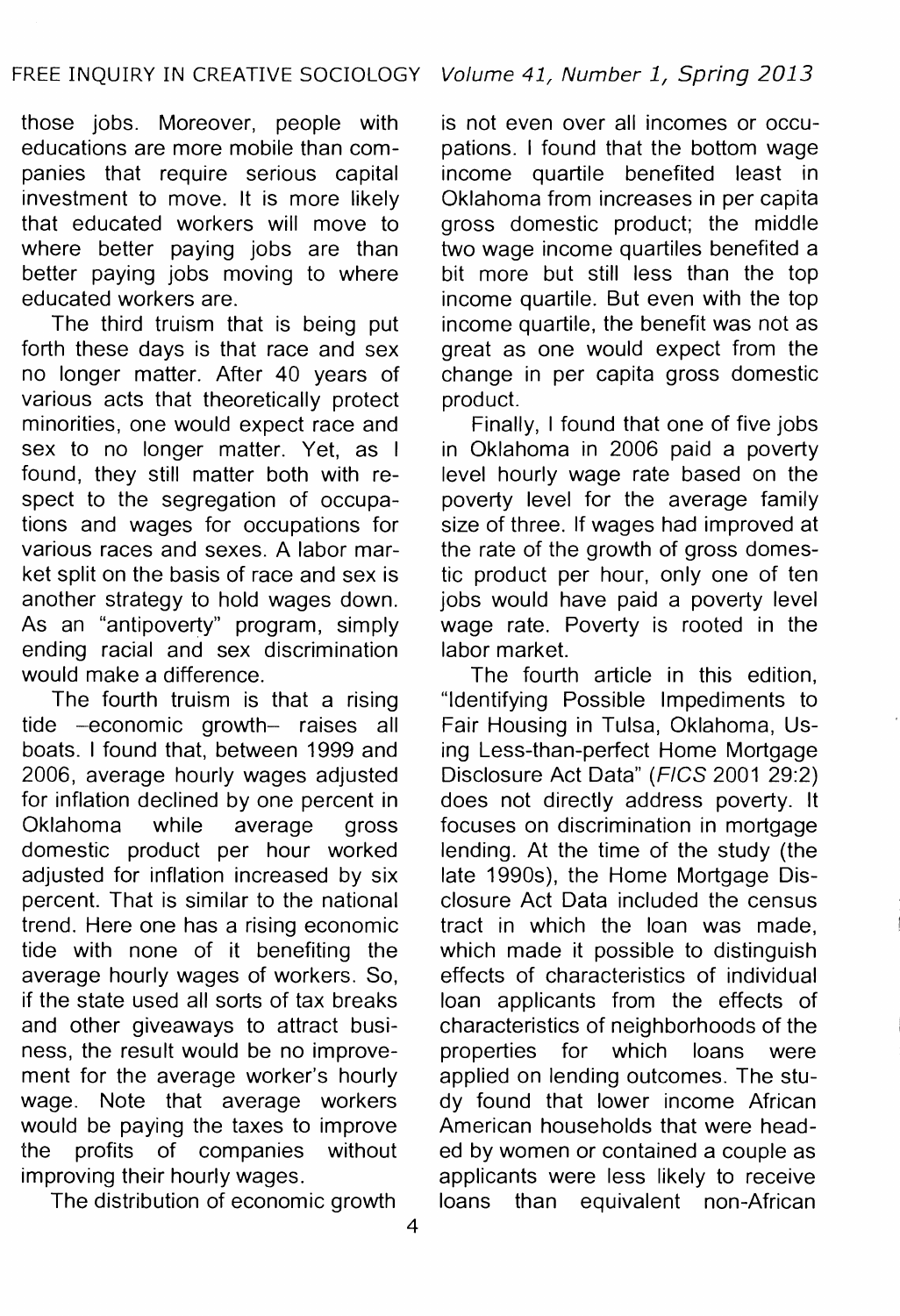those jobs. Moreover, people with educations are more mobile than companies that require serious capital investment to move. It is more likely that educated workers will move to where better paying jobs are than better paying jobs moving to where educated workers are.

The third truism that is being put forth these days is that race and sex no longer matter. After 40 years of various acts that theoretically protect minorities, one would expect race and sex to no longer matter. Yet, as I found, they still matter both with respect to the segregation of occupations and wages for occupations for various races and sexes. A labor market split on the basis of race and sex is another strategy to hold wages down. As an "antipoverty" program, simply ending racial and sex discrimination would make a difference.

The fourth truism is that a rising tide –economic growth– raises all boats. I found that, between 1999 and 2006, average hourly wages adjusted for inflation declined by one percent in Oklahoma while average gross domestic product per hour worked adjusted for inflation increased by six percent. That is similar to the national trend. Here one has a rising economic tide with none of it benefiting the average hourly wages of workers. So, if the state used all sorts of tax breaks and other giveaways to attract business, the result would be no improvement for the average worker's hourly wage. Note that average workers would be paying the taxes to improve the profits of companies without improving their hourly wages.

The distribution of economic growth is not even over all incomes or occupations. I found that the bottom wage income quartile benefited least in Oklahoma from increases in per capita gross domestic product; the middle two wage income quartiles benefited a bit more but still less than the top income quartile. But even with the top income quartile, the benefit was not as great as one would expect from the change in per capita gross domestic product.

Finally, I found that one of five jobs in Oklahoma in 2006 paid a poverty level hourly wage rate based on the poverty level for the average family size of three. If wages had improved at the rate of the growth of gross domestic product per hour, only one of ten jobs would have paid a poverty level wage rate. Poverty is rooted in the labor market.

The fourth article in this edition, "Identifying Possible Impediments to Fair Housing in Tulsa, Oklahoma, Using Less-than-perfect Home Mortgage Disclosure Act Data" (*FICS* 2001 29:2) does not directly address poverty. It focuses on discrimination in mortgage lending. At the time of the study (the late 1990s), the Home Mortgage Disclosure Act Data included the census tract in which the loan was made, which made it possible to distinguish effects of characteristics of individual loan applicants from the effects of characteristics of neighborhoods of the properties for which loans were applied on lending outcomes. The study found that lower income African American households that were headed by women or contained a couple as applicants were less likely to receive loans than equivalent non-African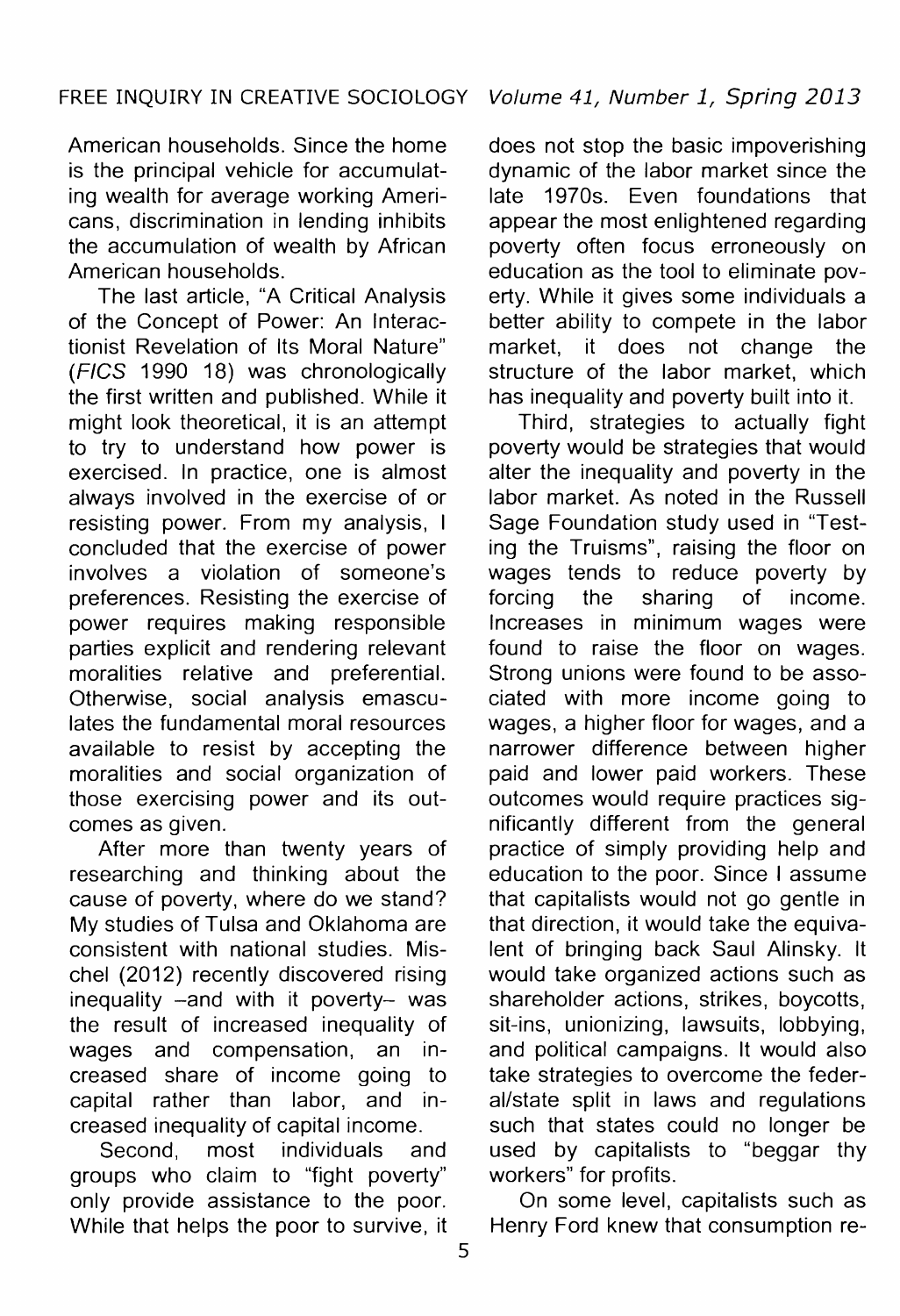American households. Since the home is the principal vehicle for accumulating wealth for average working Americans, discrimination in lending inhibits the accumulation of wealth by African American households.

The last article, "A Critical Analysis of the Concept of Power: An Interactionist Revelation of Its Moral Nature" (*FICS* 1990 18) was chronologically the first written and published. While it might look theoretical, it is an attempt to try to understand how power is exercised. In practice, one is almost always involved in the exercise of or resisting power. From my analysis, I concluded that the exercise of power involves a violation of someone's preferences. Resisting the exercise of power requires making responsible parties explicit and rendering relevant moralities relative and preferential. Otherwise, social analysis emasculates the fundamental moral resources available to resist by accepting the moralities and social organization of those exercising power and its outcomes as given.

After more than twenty years of researching and thinking about the cause of poverty, where do we stand? My studies of Tulsa and Oklahoma are consistent with national studies. Mischel (2012) recently discovered rising inequality –and with it poverty– was the result of increased inequality of wages and compensation, an increased share of income going to capital rather than labor, and increased inequality of capital income.

Second, most individuals and groups who claim to "fight poverty" only provide assistance to the poor. While that helps the poor to survive, it does not stop the basic impoverishing dynamic of the labor market since the late 1970s. Even foundations that appear the most enlightened regarding poverty often focus erroneously on education as the tool to eliminate poverty. While it gives some individuals a better ability to compete in the labor market, it does not change the structure of the labor market, which has inequality and poverty built into it.

Third, strategies to actually fight poverty would be strategies that would alter the inequality and poverty in the labor market. As noted in the Russell Sage Foundation study used in "Testing the Truisms", raising the floor on wages tends to reduce poverty by forcing the sharing of income. Increases in minimum wages were found to raise the floor on wages. Strong unions were found to be associated with more income going to wages, a higher floor for wages, and a narrower difference between higher paid and lower paid workers. These outcomes would require practices significantly different from the general practice of simply providing help and education to the poor. Since I assume that capitalists would not go gentle in that direction, it would take the equivalent of bringing back Saul Alinsky. It would take organized actions such as shareholder actions, strikes, boycotts, sit-ins, unionizing, lawsuits, lobbying, and political campaigns. It would also take strategies to overcome the federal/state split in laws and regulations such that states could no longer be used by capitalists to "beggar thy workers" for profits.

On some level, capitalists such as Henry Ford knew that consumption re-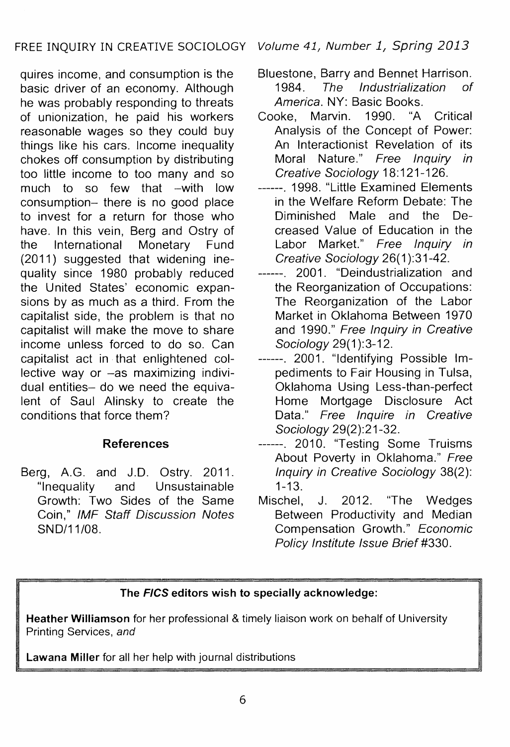quires income, and consumption is the basic driver of an economy. Although he was probably responding to threats of unionization, he paid his workers reasonable wages so they could buy things like his cars. Income inequality chokes off consumption by distributing too little income to too many and so much to so few that –with low consumption– there is no good place to invest for a return for those who have. In this vein, Berg and Ostry of the International Monetary Fund (2011) suggested that widening inequality since 1980 probably reduced the United States' economic expansions by as much as a third. From the capitalist side, the problem is that no capitalist will make the move to share income unless forced to do so. Can capitalist act in that enlightened collective way or –as maximizing individual entities– do we need the equivalent of Saul Alinsky to create the conditions that force them?

## References

Berg, A.G. and J.D. Ostry. 2011. "Inequality and Unsustainable Growth: Two Sides of the Same Coin," *IMF Staff Discussion Notes* SND/11/08.

Bluestone, Barry and Bennet Harrison. 1984. *The Industrialization of America*. NY: Basic Books.

Cooke, Marvin. 1990. "A Critical Analysis of the Concept of Power: An Interactionist Revelation of its Moral Nature." *Free Inquiry in Creative Sociology* 18:121-126.

------. 1998. "Little Examined Elements in the Welfare Reform Debate: The Diminished Male and the Decreased Value of Education in the Labor Market." *Free Inquiry in Creative Sociology* 26(1):31-42.

------. 2001. "Deindustrialization and the Reorganization of Occupations: The Reorganization of the Labor Market in Oklahoma Between 1970 and 1990." *Free Inquiry in Creative Sociology* 29(1):3-12.

------. 2001. "Identifying Possible Impediments to Fair Housing in Tulsa, Oklahoma Using Less-than-perfect Home Mortgage Disclosure Act Data." *Free Inquire in Creative Sociology* 29(2):21-32.

------. 2010. "Testing Some Truisms About Poverty in Oklahoma." *Free Inquiry in Creative Sociology* 38(2): 1-13.

Mischel, J. 2012. "The Wedges Between Productivity and Median Compensation Growth." *Economic Policy Institute Issue Brief* #330.

**The *FICS* editors wish to specially acknowledge:**

**Heather Williamson** for her professional & timely liaison work on behalf of University Printing Services, *and*

**Lawana Miller** for all her help with journal distributions